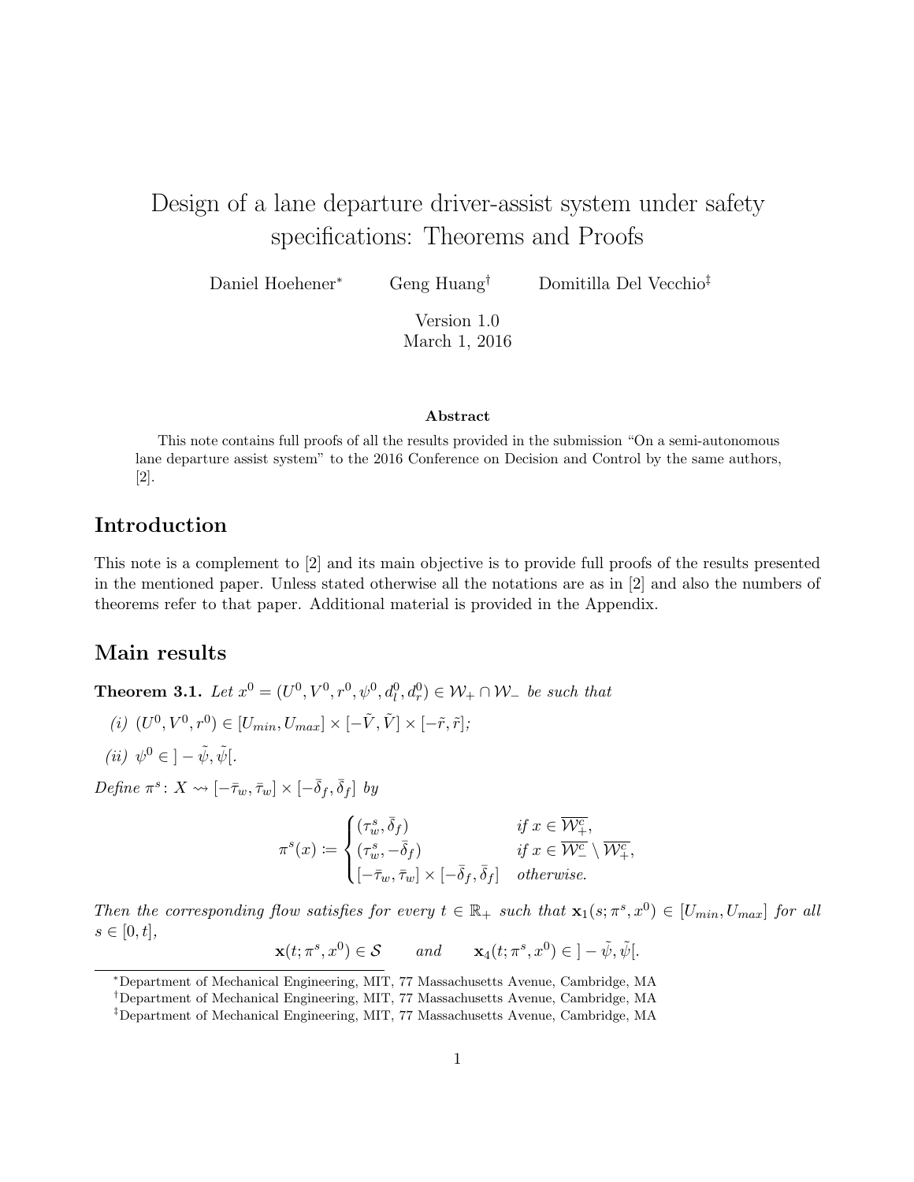# Design of a lane departure driver-assist system under safety specifications: Theorems and Proofs

Daniel Hoehener[*] Geng Huang[†] Domitilla Del Vecchio[‡]

Version 1.0
March 1, 2016

### Abstract

This note contains full proofs of all the results provided in the submission "On a semi-autonomous lane departure assist system" to the 2016 Conference on Decision and Control by the same authors, [2].

## Introduction

This note is a complement to [2] and its main objective is to provide full proofs of the results presented in the mentioned paper. Unless stated otherwise all the notations are as in [2] and also the numbers of theorems refer to that paper. Additional material is provided in the Appendix.

## Main results

**Theorem 3.1.** *Let $x^0 = (U^0, V^0, r^0, \psi^0, d_l^0, d_r^0) \in \mathcal{W}_+ \cap \mathcal{W}_-$ be such that*

*(i) $(U^0, V^0, r^0) \in [U_{min}, U_{max}] \times [-\tilde{V}, \tilde{V}] \times [-\tilde{r}, \tilde{r}]$;*

*(ii) $\psi^0 \in \,]-\tilde{\psi}, \tilde{\psi}[$.*

*Define $\pi^s \colon X \rightsquigarrow [-\bar{\tau}_w, \bar{\tau}_w] \times [-\bar{\delta}_f, \bar{\delta}_f]$ by*

$$\pi^s(x) \coloneqq \begin{cases} (\tau_w^s, \bar{\delta}_f) & \text{if } x \in \overline{\mathcal{W}_+^c}, \\ (\tau_w^s, -\bar{\delta}_f) & \text{if } x \in \overline{\mathcal{W}_-^c} \setminus \overline{\mathcal{W}_+^c}, \\ [-\bar{\tau}_w, \bar{\tau}_w] \times [-\bar{\delta}_f, \bar{\delta}_f] & \text{otherwise.} \end{cases}$$

*Then the corresponding flow satisfies for every $t \in \mathbb{R}_+$ such that $\mathbf{x}_1(s; \pi^s, x^0) \in [U_{min}, U_{max}]$ for all $s \in [0, t]$,*

$$\mathbf{x}(t; \pi^s, x^0) \in \mathcal{S} \qquad \text{and} \qquad \mathbf{x}_4(t; \pi^s, x^0) \in \,]-\tilde{\psi}, \tilde{\psi}[.$$

---

[*] Department of Mechanical Engineering, MIT, 77 Massachusetts Avenue, Cambridge, MA

[†] Department of Mechanical Engineering, MIT, 77 Massachusetts Avenue, Cambridge, MA

[‡] Department of Mechanical Engineering, MIT, 77 Massachusetts Avenue, Cambridge, MA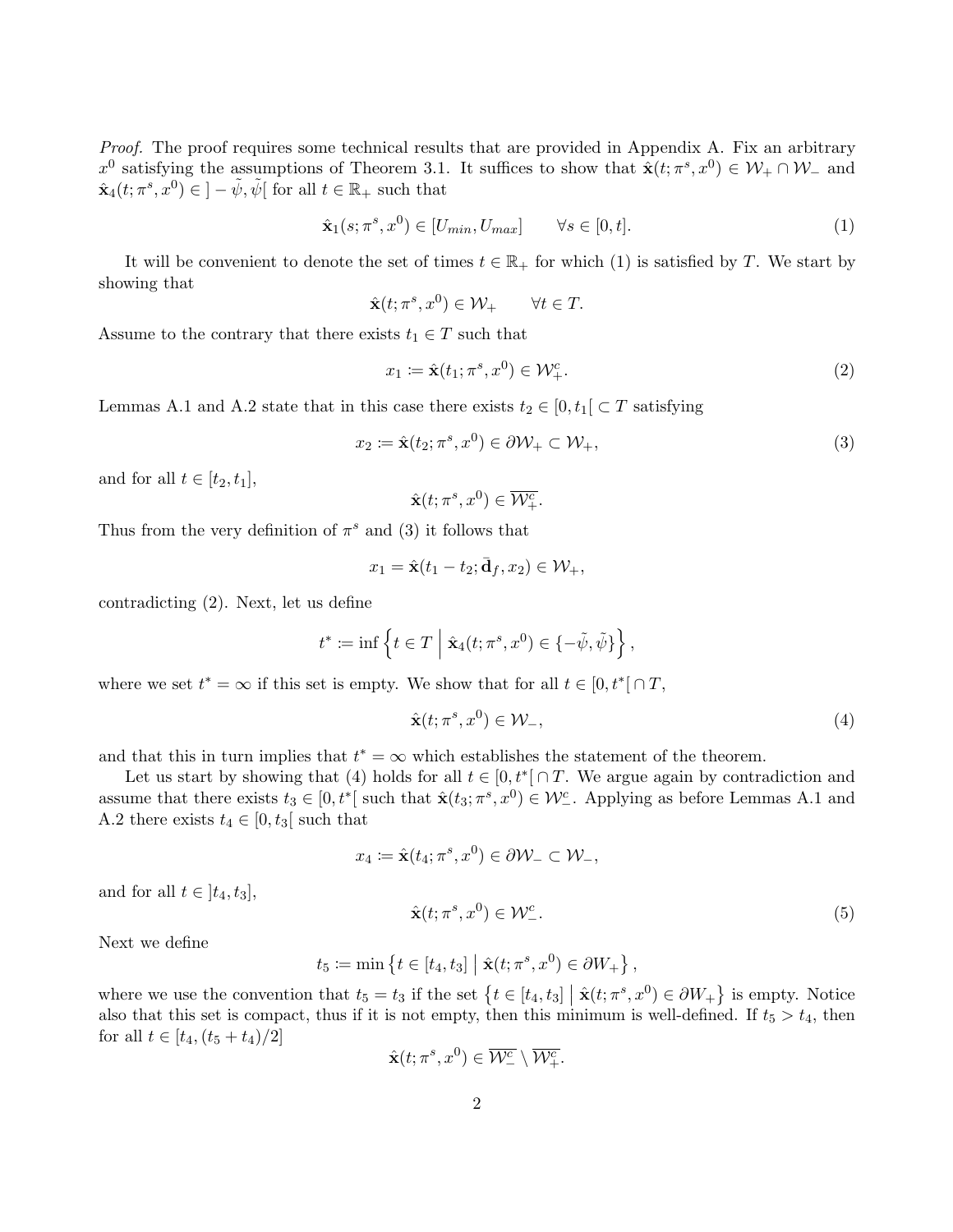*Proof.* The proof requires some technical results that are provided in Appendix A. Fix an arbitrary $x^0$ satisfying the assumptions of Theorem 3.1. It suffices to show that $\hat{\mathbf{x}}(t; \pi^s, x^0) \in \mathcal{W}_+ \cap \mathcal{W}_-$ and $\hat{\mathbf{x}}_4(t; \pi^s, x^0) \in ]-\tilde{\psi}, \tilde{\psi}[$ for all $t \in \mathbb{R}_+$ such that

$$\hat{\mathbf{x}}_1(s; \pi^s, x^0) \in [U_{min}, U_{max}] \qquad \forall s \in [0, t]. \tag{1}$$

It will be convenient to denote the set of times $t \in \mathbb{R}_+$ for which (1) is satisfied by $T$. We start by showing that

$$\hat{\mathbf{x}}(t; \pi^s, x^0) \in \mathcal{W}_+ \qquad \forall t \in T.$$

Assume to the contrary that there exists $t_1 \in T$ such that

$$x_1 := \hat{\mathbf{x}}(t_1; \pi^s, x^0) \in \mathcal{W}_+^c. \tag{2}$$

Lemmas A.1 and A.2 state that in this case there exists $t_2 \in [0, t_1[ \subset T$ satisfying

$$x_2 := \hat{\mathbf{x}}(t_2; \pi^s, x^0) \in \partial\mathcal{W}_+ \subset \mathcal{W}_+, \tag{3}$$

and for all $t \in [t_2, t_1]$,

$$\hat{\mathbf{x}}(t; \pi^s, x^0) \in \overline{\mathcal{W}_+^c}.$$

Thus from the very definition of $\pi^s$ and (3) it follows that

$$x_1 = \hat{\mathbf{x}}(t_1 - t_2; \bar{\mathbf{d}}_f, x_2) \in \mathcal{W}_+,$$

contradicting (2). Next, let us define

$$t^* := \inf\left\{ t \in T \;\middle|\; \hat{\mathbf{x}}_4(t; \pi^s, x^0) \in \{-\tilde{\psi}, \tilde{\psi}\} \right\},$$

where we set $t^* = \infty$ if this set is empty. We show that for all $t \in [0, t^*[ \cap T$,

$$\hat{\mathbf{x}}(t; \pi^s, x^0) \in \mathcal{W}_-, \tag{4}$$

and that this in turn implies that $t^* = \infty$ which establishes the statement of the theorem.

Let us start by showing that (4) holds for all $t \in [0, t^*[ \cap T$. We argue again by contradiction and assume that there exists $t_3 \in [0, t^*[$ such that $\hat{\mathbf{x}}(t_3; \pi^s, x^0) \in \mathcal{W}_-^c$. Applying as before Lemmas A.1 and A.2 there exists $t_4 \in [0, t_3[$ such that

$$x_4 := \hat{\mathbf{x}}(t_4; \pi^s, x^0) \in \partial\mathcal{W}_- \subset \mathcal{W}_-,$$

and for all $t \in ]t_4, t_3]$,

$$\hat{\mathbf{x}}(t; \pi^s, x^0) \in \mathcal{W}_-^c. \tag{5}$$

Next we define

$$t_5 := \min\left\{ t \in [t_4, t_3] \;\middle|\; \hat{\mathbf{x}}(t; \pi^s, x^0) \in \partial W_+ \right\},$$

where we use the convention that $t_5 = t_3$ if the set $\left\{ t \in [t_4, t_3] \;\middle|\; \hat{\mathbf{x}}(t; \pi^s, x^0) \in \partial W_+ \right\}$ is empty. Notice also that this set is compact, thus if it is not empty, then this minimum is well-defined. If $t_5 > t_4$, then for all $t \in [t_4, (t_5 + t_4)/2]$

$$\hat{\mathbf{x}}(t; \pi^s, x^0) \in \overline{\mathcal{W}_-^c} \setminus \overline{\mathcal{W}_+^c}.$$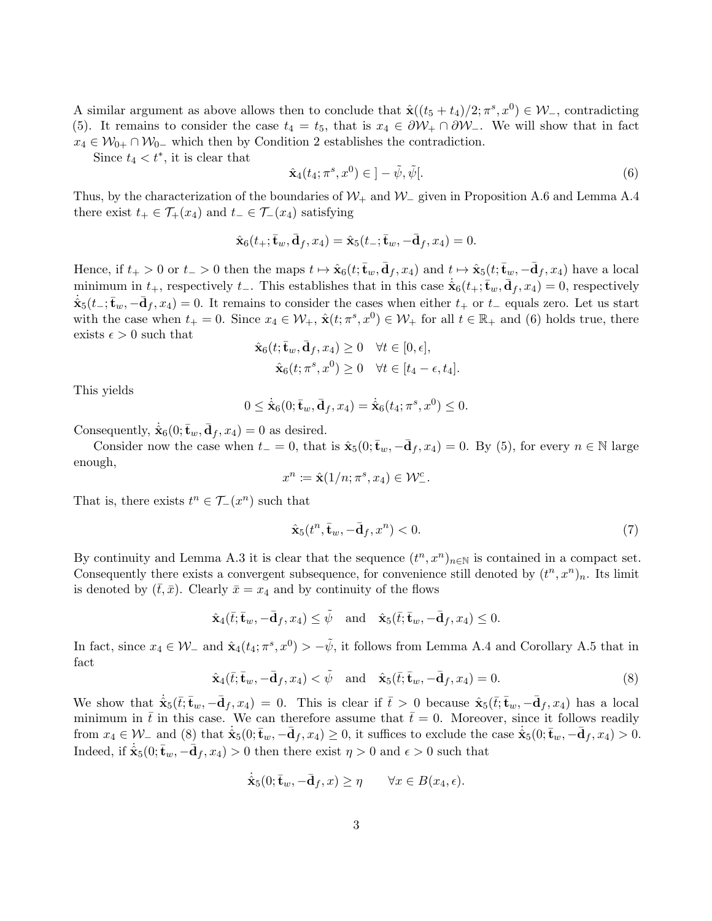A similar argument as above allows then to conclude that $\hat{\mathbf{x}}((t_5 + t_4)/2; \pi^s, x^0) \in \mathcal{W}_-$, contradicting (5). It remains to consider the case $t_4 = t_5$, that is $x_4 \in \partial\mathcal{W}_+ \cap \partial\mathcal{W}_-$. We will show that in fact $x_4 \in \mathcal{W}_{0+} \cap \mathcal{W}_{0-}$ which then by Condition 2 establishes the contradiction.

Since $t_4 < t^*$, it is clear that

$$\hat{\mathbf{x}}_4(t_4; \pi^s, x^0) \in ]-\tilde{\psi}, \tilde{\psi}[. \tag{6}$$

Thus, by the characterization of the boundaries of $\mathcal{W}_+$ and $\mathcal{W}_-$ given in Proposition A.6 and Lemma A.4 there exist $t_+ \in \mathcal{T}_+(x_4)$ and $t_- \in \mathcal{T}_-(x_4)$ satisfying

$$\hat{\mathbf{x}}_6(t_+; \bar{\mathbf{t}}_w, \bar{\mathbf{d}}_f, x_4) = \hat{\mathbf{x}}_5(t_-; \bar{\mathbf{t}}_w, -\bar{\mathbf{d}}_f, x_4) = 0.$$

Hence, if $t_+ > 0$ or $t_- > 0$ then the maps $t \mapsto \hat{\mathbf{x}}_6(t; \bar{\mathbf{t}}_w, \bar{\mathbf{d}}_f, x_4)$ and $t \mapsto \hat{\mathbf{x}}_5(t; \bar{\mathbf{t}}_w, -\bar{\mathbf{d}}_f, x_4)$ have a local minimum in $t_+$, respectively $t_-$. This establishes that in this case $\dot{\hat{\mathbf{x}}}_6(t_+; \bar{\mathbf{t}}_w, \bar{\mathbf{d}}_f, x_4) = 0$, respectively $\dot{\hat{\mathbf{x}}}_5(t_-; \bar{\mathbf{t}}_w, -\bar{\mathbf{d}}_f, x_4) = 0$. It remains to consider the cases when either $t_+$ or $t_-$ equals zero. Let us start with the case when $t_+ = 0$. Since $x_4 \in \mathcal{W}_+$, $\hat{\mathbf{x}}(t; \pi^s, x^0) \in \mathcal{W}_+$ for all $t \in \mathbb{R}_+$ and (6) holds true, there exists $\epsilon > 0$ such that

$$\hat{\mathbf{x}}_6(t; \bar{\mathbf{t}}_w, \bar{\mathbf{d}}_f, x_4) \geq 0 \quad \forall t \in [0, \epsilon],$$
$$\hat{\mathbf{x}}_6(t; \pi^s, x^0) \geq 0 \quad \forall t \in [t_4 - \epsilon, t_4].$$

This yields

$$0 \leq \dot{\hat{\mathbf{x}}}_6(0; \bar{\mathbf{t}}_w, \bar{\mathbf{d}}_f, x_4) = \dot{\hat{\mathbf{x}}}_6(t_4; \pi^s, x^0) \leq 0.$$

Consequently, $\dot{\hat{\mathbf{x}}}_6(0; \bar{\mathbf{t}}_w, \bar{\mathbf{d}}_f, x_4) = 0$ as desired.

Consider now the case when $t_- = 0$, that is $\hat{\mathbf{x}}_5(0; \bar{\mathbf{t}}_w, -\bar{\mathbf{d}}_f, x_4) = 0$. By (5), for every $n \in \mathbb{N}$ large enough,

$$x^n := \hat{\mathbf{x}}(1/n; \pi^s, x_4) \in \mathcal{W}_-^c.$$

That is, there exists $t^n \in \mathcal{T}_-(x^n)$ such that

$$\hat{\mathbf{x}}_5(t^n, \bar{\mathbf{t}}_w, -\bar{\mathbf{d}}_f, x^n) < 0. \tag{7}$$

By continuity and Lemma A.3 it is clear that the sequence $(t^n, x^n)_{n\in\mathbb{N}}$ is contained in a compact set. Consequently there exists a convergent subsequence, for convenience still denoted by $(t^n, x^n)_n$. Its limit is denoted by $(\bar{t}, \bar{x})$. Clearly $\bar{x} = x_4$ and by continuity of the flows

$$\hat{\mathbf{x}}_4(\bar{t}; \bar{\mathbf{t}}_w, -\bar{\mathbf{d}}_f, x_4) \leq \tilde{\psi} \quad \text{and} \quad \hat{\mathbf{x}}_5(\bar{t}; \bar{\mathbf{t}}_w, -\bar{\mathbf{d}}_f, x_4) \leq 0.$$

In fact, since $x_4 \in \mathcal{W}_-$ and $\hat{\mathbf{x}}_4(t_4; \pi^s, x^0) > -\tilde{\psi}$, it follows from Lemma A.4 and Corollary A.5 that in fact

$$\hat{\mathbf{x}}_4(\bar{t}; \bar{\mathbf{t}}_w, -\bar{\mathbf{d}}_f, x_4) < \tilde{\psi} \quad \text{and} \quad \hat{\mathbf{x}}_5(\bar{t}; \bar{\mathbf{t}}_w, -\bar{\mathbf{d}}_f, x_4) = 0. \tag{8}$$

We show that $\dot{\hat{\mathbf{x}}}_5(\bar{t}; \bar{\mathbf{t}}_w, -\bar{\mathbf{d}}_f, x_4) = 0$. This is clear if $\bar{t} > 0$ because $\hat{\mathbf{x}}_5(\bar{t}; \bar{\mathbf{t}}_w, -\bar{\mathbf{d}}_f, x_4)$ has a local minimum in $\bar{t}$ in this case. We can therefore assume that $\bar{t} = 0$. Moreover, since it follows readily from $x_4 \in \mathcal{W}_-$ and (8) that $\dot{\hat{\mathbf{x}}}_5(0; \bar{\mathbf{t}}_w, -\bar{\mathbf{d}}_f, x_4) \geq 0$, it suffices to exclude the case $\dot{\hat{\mathbf{x}}}_5(0; \bar{\mathbf{t}}_w, -\bar{\mathbf{d}}_f, x_4) > 0$. Indeed, if $\dot{\hat{\mathbf{x}}}_5(0; \bar{\mathbf{t}}_w, -\bar{\mathbf{d}}_f, x_4) > 0$ then there exist $\eta > 0$ and $\epsilon > 0$ such that

$$\dot{\hat{\mathbf{x}}}_5(0; \bar{\mathbf{t}}_w, -\bar{\mathbf{d}}_f, x) \geq \eta \qquad \forall x \in B(x_4, \epsilon).$$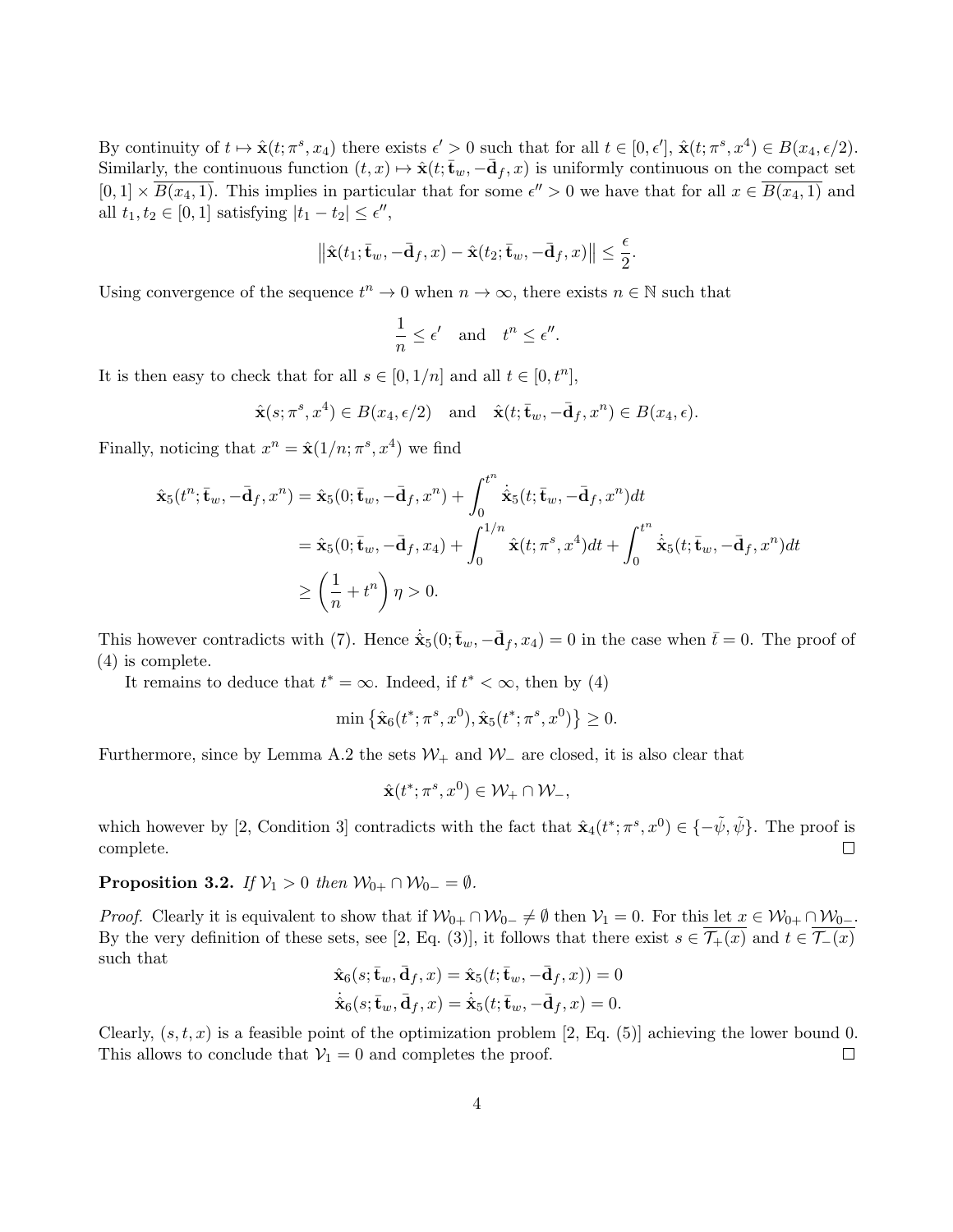By continuity of $t \mapsto \hat{\mathbf{x}}(t;\pi^s, x_4)$ there exists $\epsilon' > 0$ such that for all $t \in [0, \epsilon']$, $\hat{\mathbf{x}}(t;\pi^s, x^4) \in B(x_4, \epsilon/2)$. Similarly, the continuous function $(t,x) \mapsto \hat{\mathbf{x}}(t;\bar{\mathbf{t}}_w, -\bar{\mathbf{d}}_f, x)$ is uniformly continuous on the compact set $[0,1] \times \overline{B(x_4,1)}$. This implies in particular that for some $\epsilon'' > 0$ we have that for all $x \in \overline{B(x_4,1)}$ and all $t_1, t_2 \in [0,1]$ satisfying $|t_1 - t_2| \leq \epsilon''$,

$$\left\| \hat{\mathbf{x}}(t_1;\bar{\mathbf{t}}_w, -\bar{\mathbf{d}}_f, x) - \hat{\mathbf{x}}(t_2;\bar{\mathbf{t}}_w, -\bar{\mathbf{d}}_f, x) \right\| \leq \frac{\epsilon}{2}.$$

Using convergence of the sequence $t^n \to 0$ when $n \to \infty$, there exists $n \in \mathbb{N}$ such that

$$\frac{1}{n} \leq \epsilon' \quad \text{and} \quad t^n \leq \epsilon''.$$

It is then easy to check that for all $s \in [0, 1/n]$ and all $t \in [0, t^n]$,

$$\hat{\mathbf{x}}(s;\pi^s, x^4) \in B(x_4, \epsilon/2) \quad \text{and} \quad \hat{\mathbf{x}}(t;\bar{\mathbf{t}}_w, -\bar{\mathbf{d}}_f, x^n) \in B(x_4, \epsilon).$$

Finally, noticing that $x^n = \hat{\mathbf{x}}(1/n;\pi^s, x^4)$ we find

$$\begin{aligned}
\hat{\mathbf{x}}_5(t^n;\bar{\mathbf{t}}_w, -\bar{\mathbf{d}}_f, x^n) &= \hat{\mathbf{x}}_5(0;\bar{\mathbf{t}}_w, -\bar{\mathbf{d}}_f, x^n) + \int_0^{t^n} \dot{\hat{\mathbf{x}}}_5(t;\bar{\mathbf{t}}_w, -\bar{\mathbf{d}}_f, x^n)dt \\
&= \hat{\mathbf{x}}_5(0;\bar{\mathbf{t}}_w, -\bar{\mathbf{d}}_f, x_4) + \int_0^{1/n} \hat{\mathbf{x}}(t;\pi^s, x^4)dt + \int_0^{t^n} \dot{\hat{\mathbf{x}}}_5(t;\bar{\mathbf{t}}_w, -\bar{\mathbf{d}}_f, x^n)dt \\
&\geq \left( \frac{1}{n} + t^n \right) \eta > 0.
\end{aligned}$$

This however contradicts with (7). Hence $\dot{\hat{\mathbf{x}}}_5(0;\bar{\mathbf{t}}_w, -\bar{\mathbf{d}}_f, x_4) = 0$ in the case when $\bar{t} = 0$. The proof of (4) is complete.

It remains to deduce that $t^* = \infty$. Indeed, if $t^* < \infty$, then by (4)

$$\min \left\{ \hat{\mathbf{x}}_6(t^*;\pi^s, x^0), \hat{\mathbf{x}}_5(t^*;\pi^s, x^0) \right\} \geq 0.$$

Furthermore, since by Lemma A.2 the sets $\mathcal{W}_+$ and $\mathcal{W}_-$ are closed, it is also clear that

$$\hat{\mathbf{x}}(t^*;\pi^s, x^0) \in \mathcal{W}_+ \cap \mathcal{W}_-,$$

which however by [2, Condition 3] contradicts with the fact that $\hat{\mathbf{x}}_4(t^*;\pi^s, x^0) \in \{-\tilde{\psi}, \tilde{\psi}\}$. The proof is complete. ◻

**Proposition 3.2.** *If $\mathcal{V}_1 > 0$ then $\mathcal{W}_{0+} \cap \mathcal{W}_{0-} = \emptyset$.*

*Proof.* Clearly it is equivalent to show that if $\mathcal{W}_{0+} \cap \mathcal{W}_{0-} \neq \emptyset$ then $\mathcal{V}_1 = 0$. For this let $x \in \mathcal{W}_{0+} \cap \mathcal{W}_{0-}$. By the very definition of these sets, see [2, Eq. (3)], it follows that there exist $s \in \overline{\mathcal{T}_+(x)}$ and $t \in \overline{\mathcal{T}_-(x)}$ such that

$$\begin{aligned}
\hat{\mathbf{x}}_6(s;\bar{\mathbf{t}}_w, \bar{\mathbf{d}}_f, x) &= \hat{\mathbf{x}}_5(t;\bar{\mathbf{t}}_w, -\bar{\mathbf{d}}_f, x)) = 0 \\
\dot{\hat{\mathbf{x}}}_6(s;\bar{\mathbf{t}}_w, \bar{\mathbf{d}}_f, x) &= \dot{\hat{\mathbf{x}}}_5(t;\bar{\mathbf{t}}_w, -\bar{\mathbf{d}}_f, x) = 0.
\end{aligned}$$

Clearly, $(s,t,x)$ is a feasible point of the optimization problem [2, Eq. (5)] achieving the lower bound 0. This allows to conclude that $\mathcal{V}_1 = 0$ and completes the proof. ◻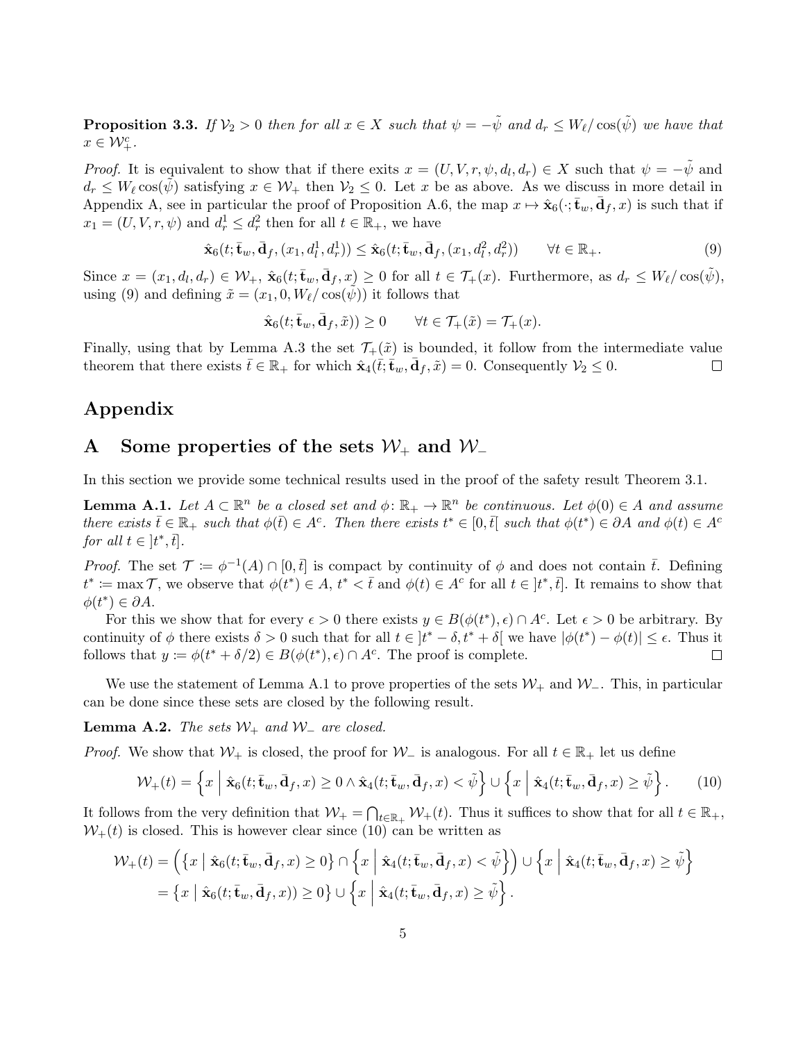**Proposition 3.3.** *If $\mathcal{V}_2 > 0$ then for all $x \in X$ such that $\psi = -\tilde{\psi}$ and $d_r \leq W_\ell / \cos(\tilde{\psi})$ we have that $x \in \mathcal{W}_+^c$.*

*Proof.* It is equivalent to show that if there exits $x = (U, V, r, \psi, d_l, d_r) \in X$ such that $\psi = -\tilde{\psi}$ and $d_r \leq W_\ell \cos(\tilde{\psi})$ satisfying $x \in \mathcal{W}_+$ then $\mathcal{V}_2 \leq 0$. Let $x$ be as above. As we discuss in more detail in Appendix A, see in particular the proof of Proposition A.6, the map $x \mapsto \hat{\mathbf{x}}_6(\cdot; \bar{\mathbf{t}}_w, \bar{\mathbf{d}}_f, x)$ is such that if $x_1 = (U, V, r, \psi)$ and $d_r^1 \leq d_r^2$ then for all $t \in \mathbb{R}_+$, we have

$$\hat{\mathbf{x}}_6(t; \bar{\mathbf{t}}_w, \bar{\mathbf{d}}_f, (x_1, d_l^1, d_r^1)) \leq \hat{\mathbf{x}}_6(t; \bar{\mathbf{t}}_w, \bar{\mathbf{d}}_f, (x_1, d_l^2, d_r^2)) \qquad \forall t \in \mathbb{R}_+. \tag{9}$$

Since $x = (x_1, d_l, d_r) \in \mathcal{W}_+$, $\hat{\mathbf{x}}_6(t; \bar{\mathbf{t}}_w, \bar{\mathbf{d}}_f, x) \geq 0$ for all $t \in \mathcal{T}_+(x)$. Furthermore, as $d_r \leq W_\ell / \cos(\tilde{\psi})$, using (9) and defining $\tilde{x} = (x_1, 0, W_\ell / \cos(\tilde{\psi}))$ it follows that

$$\hat{\mathbf{x}}_6(t; \bar{\mathbf{t}}_w, \bar{\mathbf{d}}_f, \tilde{x})) \geq 0 \qquad \forall t \in \mathcal{T}_+(\tilde{x}) = \mathcal{T}_+(x).$$

Finally, using that by Lemma A.3 the set $\mathcal{T}_+(\tilde{x})$ is bounded, it follow from the intermediate value theorem that there exists $\bar{t} \in \mathbb{R}_+$ for which $\hat{\mathbf{x}}_4(\bar{t}; \bar{\mathbf{t}}_w, \bar{\mathbf{d}}_f, \tilde{x}) = 0$. Consequently $\mathcal{V}_2 \leq 0$. $\square$

# Appendix

## A Some properties of the sets $\mathcal{W}_+$ and $\mathcal{W}_-$

In this section we provide some technical results used in the proof of the safety result Theorem 3.1.

**Lemma A.1.** *Let $A \subset \mathbb{R}^n$ be a closed set and $\phi \colon \mathbb{R}_+ \to \mathbb{R}^n$ be continuous. Let $\phi(0) \in A$ and assume there exists $\bar{t} \in \mathbb{R}_+$ such that $\phi(\bar{t}) \in A^c$. Then there exists $t^* \in [0, \bar{t}[$ such that $\phi(t^*) \in \partial A$ and $\phi(t) \in A^c$ for all $t \in ]t^*, \bar{t}]$.*

*Proof.* The set $\mathcal{T} \coloneqq \phi^{-1}(A) \cap [0, \bar{t}]$ is compact by continuity of $\phi$ and does not contain $\bar{t}$. Defining $t^* \coloneqq \max \mathcal{T}$, we observe that $\phi(t^*) \in A$, $t^* < \bar{t}$ and $\phi(t) \in A^c$ for all $t \in ]t^*, \bar{t}]$. It remains to show that $\phi(t^*) \in \partial A$.

For this we show that for every $\epsilon > 0$ there exists $y \in B(\phi(t^*), \epsilon) \cap A^c$. Let $\epsilon > 0$ be arbitrary. By continuity of $\phi$ there exists $\delta > 0$ such that for all $t \in ]t^* - \delta, t^* + \delta[$ we have $|\phi(t^*) - \phi(t)| \leq \epsilon$. Thus it follows that $y \coloneqq \phi(t^* + \delta/2) \in B(\phi(t^*), \epsilon) \cap A^c$. The proof is complete. $\square$

We use the statement of Lemma A.1 to prove properties of the sets $\mathcal{W}_+$ and $\mathcal{W}_-$. This, in particular can be done since these sets are closed by the following result.

**Lemma A.2.** *The sets $\mathcal{W}_+$ and $\mathcal{W}_-$ are closed.*

*Proof.* We show that $\mathcal{W}_+$ is closed, the proof for $\mathcal{W}_-$ is analogous. For all $t \in \mathbb{R}_+$ let us define

$$\mathcal{W}_+(t) = \left\{ x \;\middle|\; \hat{\mathbf{x}}_6(t; \bar{\mathbf{t}}_w, \bar{\mathbf{d}}_f, x) \geq 0 \wedge \hat{\mathbf{x}}_4(t; \bar{\mathbf{t}}_w, \bar{\mathbf{d}}_f, x) < \tilde{\psi} \right\} \cup \left\{ x \;\middle|\; \hat{\mathbf{x}}_4(t; \bar{\mathbf{t}}_w, \bar{\mathbf{d}}_f, x) \geq \tilde{\psi} \right\}. \tag{10}$$

It follows from the very definition that $\mathcal{W}_+ = \bigcap_{t \in \mathbb{R}_+} \mathcal{W}_+(t)$. Thus it suffices to show that for all $t \in \mathbb{R}_+$, $\mathcal{W}_+(t)$ is closed. This is however clear since (10) can be written as

$$\begin{aligned}
\mathcal{W}_+(t) &= \left( \left\{ x \mid \hat{\mathbf{x}}_6(t; \bar{\mathbf{t}}_w, \bar{\mathbf{d}}_f, x) \geq 0 \right\} \cap \left\{ x \;\middle|\; \hat{\mathbf{x}}_4(t; \bar{\mathbf{t}}_w, \bar{\mathbf{d}}_f, x) < \tilde{\psi} \right\} \right) \cup \left\{ x \;\middle|\; \hat{\mathbf{x}}_4(t; \bar{\mathbf{t}}_w, \bar{\mathbf{d}}_f, x) \geq \tilde{\psi} \right\} \\
&= \left\{ x \mid \hat{\mathbf{x}}_6(t; \bar{\mathbf{t}}_w, \bar{\mathbf{d}}_f, x)) \geq 0 \right\} \cup \left\{ x \;\middle|\; \hat{\mathbf{x}}_4(t; \bar{\mathbf{t}}_w, \bar{\mathbf{d}}_f, x) \geq \tilde{\psi} \right\}.
\end{aligned}$$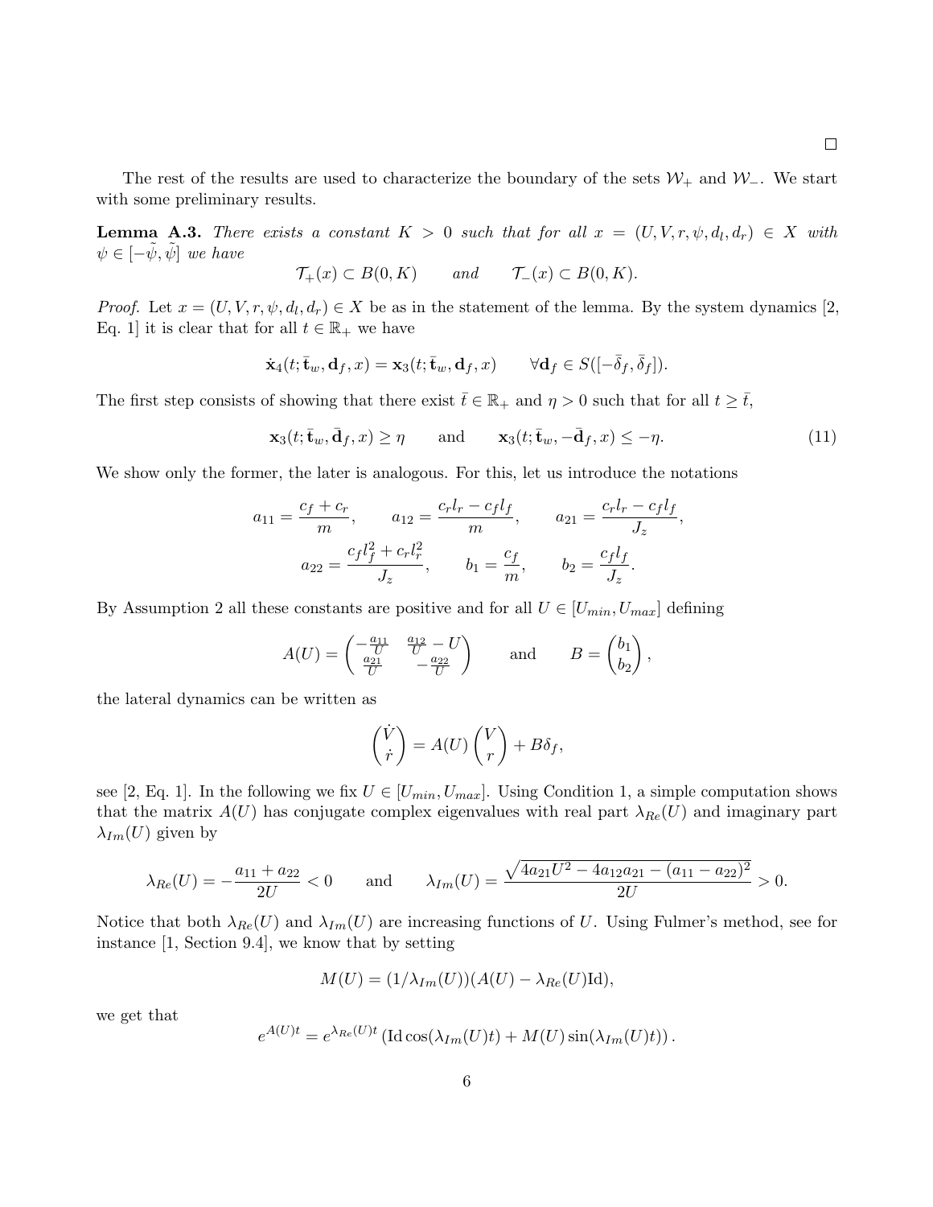□

The rest of the results are used to characterize the boundary of the sets $\mathcal{W}_+$ and $\mathcal{W}_-$. We start with some preliminary results.

**Lemma A.3.** *There exists a constant $K > 0$ such that for all $x = (U, V, r, \psi, d_l, d_r) \in X$ with $\psi \in [-\tilde{\psi}, \tilde{\psi}]$ we have*

$$\mathcal{T}_+(x) \subset B(0, K) \qquad \text{and} \qquad \mathcal{T}_-(x) \subset B(0, K).$$

*Proof.* Let $x = (U, V, r, \psi, d_l, d_r) \in X$ be as in the statement of the lemma. By the system dynamics [2, Eq. 1] it is clear that for all $t \in \mathbb{R}_+$ we have

$$\dot{\mathbf{x}}_4(t; \bar{\mathbf{t}}_w, \mathbf{d}_f, x) = \mathbf{x}_3(t; \bar{\mathbf{t}}_w, \mathbf{d}_f, x) \qquad \forall \mathbf{d}_f \in S([-\bar{\delta}_f, \bar{\delta}_f]).$$

The first step consists of showing that there exist $\bar{t} \in \mathbb{R}_+$ and $\eta > 0$ such that for all $t \geq \bar{t}$,

$$\mathbf{x}_3(t; \bar{\mathbf{t}}_w, \bar{\mathbf{d}}_f, x) \geq \eta \qquad \text{and} \qquad \mathbf{x}_3(t; \bar{\mathbf{t}}_w, -\bar{\mathbf{d}}_f, x) \leq -\eta. \tag{11}$$

We show only the former, the later is analogous. For this, let us introduce the notations

$$a_{11} = \frac{c_f + c_r}{m}, \qquad a_{12} = \frac{c_r l_r - c_f l_f}{m}, \qquad a_{21} = \frac{c_r l_r - c_f l_f}{J_z},$$
$$a_{22} = \frac{c_f l_f^2 + c_r l_r^2}{J_z}, \qquad b_1 = \frac{c_f}{m}, \qquad b_2 = \frac{c_f l_f}{J_z}.$$

By Assumption 2 all these constants are positive and for all $U \in [U_{min}, U_{max}]$ defining

$$A(U) = \begin{pmatrix} -\frac{a_{11}}{U} & \frac{a_{12}}{U} - U \\ \frac{a_{21}}{U} & -\frac{a_{22}}{U} \end{pmatrix} \qquad \text{and} \qquad B = \begin{pmatrix} b_1 \\ b_2 \end{pmatrix},$$

the lateral dynamics can be written as

$$\begin{pmatrix} \dot{V} \\ \dot{r} \end{pmatrix} = A(U) \begin{pmatrix} V \\ r \end{pmatrix} + B\delta_f,$$

see [2, Eq. 1]. In the following we fix $U \in [U_{min}, U_{max}]$. Using Condition 1, a simple computation shows that the matrix $A(U)$ has conjugate complex eigenvalues with real part $\lambda_{Re}(U)$ and imaginary part $\lambda_{Im}(U)$ given by

$$\lambda_{Re}(U) = -\frac{a_{11} + a_{22}}{2U} < 0 \qquad \text{and} \qquad \lambda_{Im}(U) = \frac{\sqrt{4a_{21}U^2 - 4a_{12}a_{21} - (a_{11} - a_{22})^2}}{2U} > 0.$$

Notice that both $\lambda_{Re}(U)$ and $\lambda_{Im}(U)$ are increasing functions of $U$. Using Fulmer's method, see for instance [1, Section 9.4], we know that by setting

$$M(U) = (1/\lambda_{Im}(U))(A(U) - \lambda_{Re}(U)\text{Id}),$$

we get that

$$e^{A(U)t} = e^{\lambda_{Re}(U)t} \left( \text{Id} \cos(\lambda_{Im}(U)t) + M(U) \sin(\lambda_{Im}(U)t) \right).$$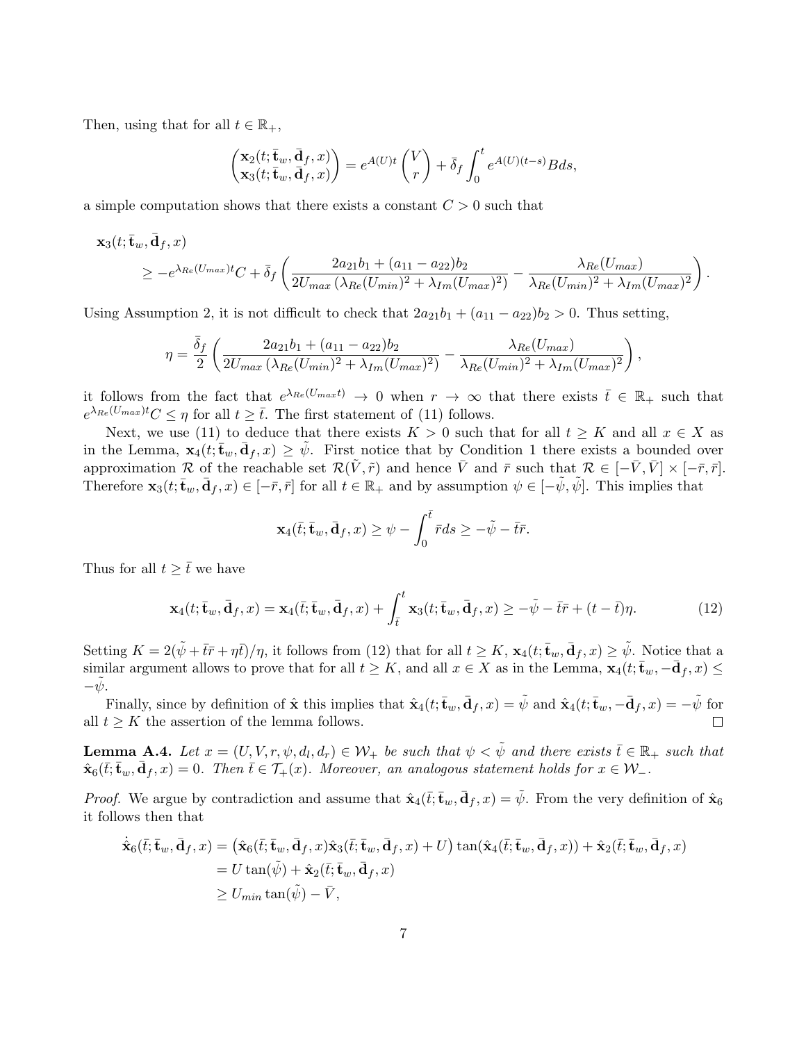Then, using that for all $t \in \mathbb{R}_+$,

$$\begin{pmatrix} \mathbf{x}_2(t; \bar{\mathbf{t}}_w, \bar{\mathbf{d}}_f, x) \\ \mathbf{x}_3(t; \bar{\mathbf{t}}_w, \bar{\mathbf{d}}_f, x) \end{pmatrix} = e^{A(U)t} \begin{pmatrix} V \\ r \end{pmatrix} + \bar{\delta}_f \int_0^t e^{A(U)(t-s)} B ds,$$

a simple computation shows that there exists a constant $C > 0$ such that

$$\begin{aligned} &\mathbf{x}_3(t; \bar{\mathbf{t}}_w, \bar{\mathbf{d}}_f, x) \\ &\qquad \geq -e^{\lambda_{Re}(U_{max})t} C + \bar{\delta}_f \left( \frac{2a_{21}b_1 + (a_{11} - a_{22})b_2}{2U_{max}\left(\lambda_{Re}(U_{min})^2 + \lambda_{Im}(U_{max})^2\right)} - \frac{\lambda_{Re}(U_{max})}{\lambda_{Re}(U_{min})^2 + \lambda_{Im}(U_{max})^2} \right). \end{aligned}$$

Using Assumption 2, it is not difficult to check that $2a_{21}b_1 + (a_{11} - a_{22})b_2 > 0$. Thus setting,

$$\eta = \frac{\bar{\delta}_f}{2} \left( \frac{2a_{21}b_1 + (a_{11} - a_{22})b_2}{2U_{max}\left(\lambda_{Re}(U_{min})^2 + \lambda_{Im}(U_{max})^2\right)} - \frac{\lambda_{Re}(U_{max})}{\lambda_{Re}(U_{min})^2 + \lambda_{Im}(U_{max})^2} \right),$$

it follows from the fact that $e^{\lambda_{Re}(U_{max}t)} \to 0$ when $r \to \infty$ that there exists $\bar{t} \in \mathbb{R}_+$ such that $e^{\lambda_{Re}(U_{max})t} C \leq \eta$ for all $t \geq \bar{t}$. The first statement of (11) follows.

Next, we use (11) to deduce that there exists $K > 0$ such that for all $t \geq K$ and all $x \in X$ as in the Lemma, $\mathbf{x}_4(t; \bar{\mathbf{t}}_w, \bar{\mathbf{d}}_f, x) \geq \tilde{\psi}$. First notice that by Condition 1 there exists a bounded over approximation $\mathcal{R}$ of the reachable set $\mathcal{R}(\tilde{V}, \tilde{r})$ and hence $\bar{V}$ and $\bar{r}$ such that $\mathcal{R} \in [-\bar{V}, \bar{V}] \times [-\bar{r}, \bar{r}]$. Therefore $\mathbf{x}_3(t; \bar{\mathbf{t}}_w, \bar{\mathbf{d}}_f, x) \in [-\bar{r}, \bar{r}]$ for all $t \in \mathbb{R}_+$ and by assumption $\psi \in [-\tilde{\psi}, \tilde{\psi}]$. This implies that

$$\mathbf{x}_4(\bar{t}; \bar{\mathbf{t}}_w, \bar{\mathbf{d}}_f, x) \geq \psi - \int_0^{\bar{t}} \bar{r} ds \geq -\tilde{\psi} - \bar{t}\bar{r}.$$

Thus for all $t \geq \bar{t}$ we have

$$\mathbf{x}_4(t; \bar{\mathbf{t}}_w, \bar{\mathbf{d}}_f, x) = \mathbf{x}_4(\bar{t}; \bar{\mathbf{t}}_w, \bar{\mathbf{d}}_f, x) + \int_{\bar{t}}^t \mathbf{x}_3(t; \bar{\mathbf{t}}_w, \bar{\mathbf{d}}_f, x) \geq -\tilde{\psi} - \bar{t}\bar{r} + (t - \bar{t})\eta. \tag{12}$$

Setting $K = 2(\tilde{\psi} + \bar{t}\bar{r} + \eta\bar{t})/\eta$, it follows from (12) that for all $t \geq K$, $\mathbf{x}_4(t; \bar{\mathbf{t}}_w, \bar{\mathbf{d}}_f, x) \geq \tilde{\psi}$. Notice that a similar argument allows to prove that for all $t \geq K$, and all $x \in X$ as in the Lemma, $\mathbf{x}_4(t; \bar{\mathbf{t}}_w, -\bar{\mathbf{d}}_f, x) \leq -\tilde{\psi}$.

Finally, since by definition of $\hat{\mathbf{x}}$ this implies that $\hat{\mathbf{x}}_4(t; \bar{\mathbf{t}}_w, \bar{\mathbf{d}}_f, x) = \tilde{\psi}$ and $\hat{\mathbf{x}}_4(t; \bar{\mathbf{t}}_w, -\bar{\mathbf{d}}_f, x) = -\tilde{\psi}$ for all $t \geq K$ the assertion of the lemma follows. □

**Lemma A.4.** *Let $x = (U, V, r, \psi, d_l, d_r) \in \mathcal{W}_+$ be such that $\psi < \tilde{\psi}$ and there exists $\bar{t} \in \mathbb{R}_+$ such that $\hat{\mathbf{x}}_6(\bar{t}; \bar{\mathbf{t}}_w, \bar{\mathbf{d}}_f, x) = 0$. Then $\bar{t} \in \mathcal{T}_+(x)$. Moreover, an analogous statement holds for $x \in \mathcal{W}_-$.*

*Proof.* We argue by contradiction and assume that $\hat{\mathbf{x}}_4(\bar{t}; \bar{\mathbf{t}}_w, \bar{\mathbf{d}}_f, x) = \tilde{\psi}$. From the very definition of $\hat{\mathbf{x}}_6$ it follows then that

$$\begin{aligned} \dot{\hat{\mathbf{x}}}_6(\bar{t}; \bar{\mathbf{t}}_w, \bar{\mathbf{d}}_f, x) &= \left(\hat{\mathbf{x}}_6(\bar{t}; \bar{\mathbf{t}}_w, \bar{\mathbf{d}}_f, x)\hat{\mathbf{x}}_3(\bar{t}; \bar{\mathbf{t}}_w, \bar{\mathbf{d}}_f, x) + U\right) \tan(\hat{\mathbf{x}}_4(\bar{t}; \bar{\mathbf{t}}_w, \bar{\mathbf{d}}_f, x)) + \hat{\mathbf{x}}_2(\bar{t}; \bar{\mathbf{t}}_w, \bar{\mathbf{d}}_f, x) \\ &= U \tan(\tilde{\psi}) + \hat{\mathbf{x}}_2(\bar{t}; \bar{\mathbf{t}}_w, \bar{\mathbf{d}}_f, x) \\ &\geq U_{min} \tan(\tilde{\psi}) - \bar{V}, \end{aligned}$$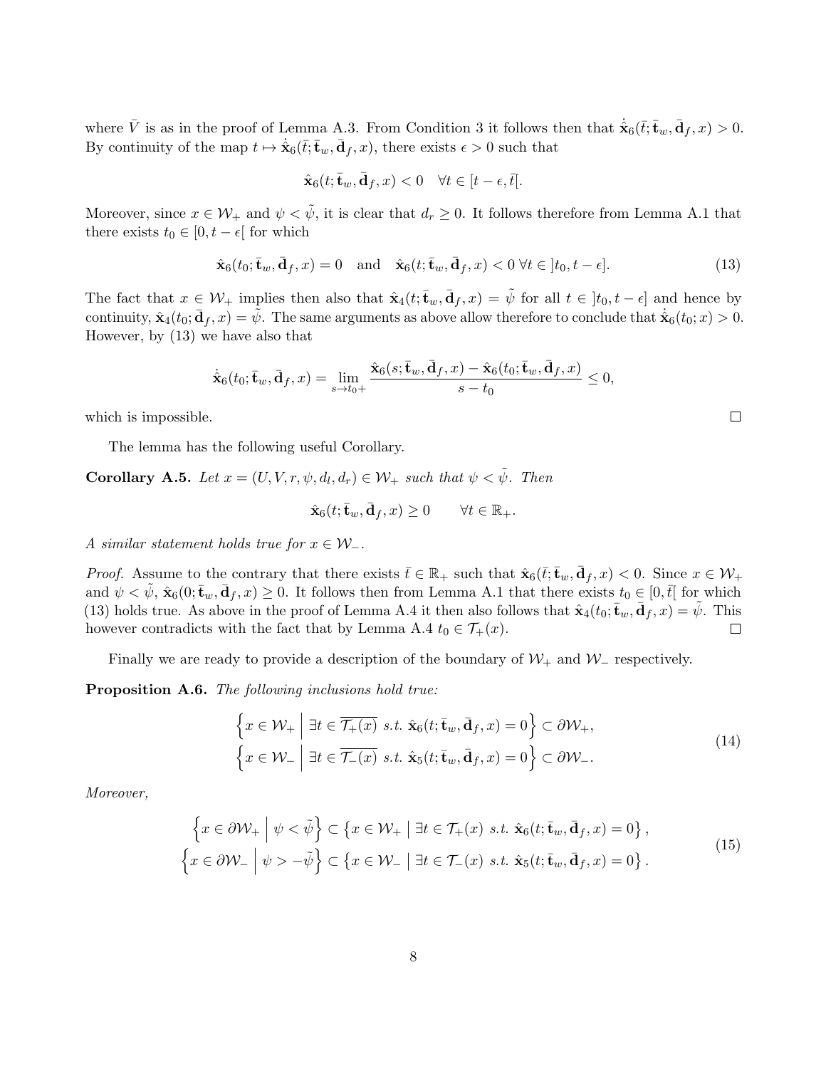where $\bar{V}$ is as in the proof of Lemma A.3. From Condition 3 it follows then that $\dot{\hat{\mathbf{x}}}_6(\bar{t};\bar{\mathbf{t}}_w,\bar{\mathbf{d}}_f,x) > 0$. By continuity of the map $t \mapsto \dot{\hat{\mathbf{x}}}_6(\bar{t};\bar{\mathbf{t}}_w,\bar{\mathbf{d}}_f,x)$, there exists $\epsilon > 0$ such that

$$\hat{\mathbf{x}}_6(t;\bar{\mathbf{t}}_w,\bar{\mathbf{d}}_f,x) < 0 \quad \forall t \in [t-\epsilon,\bar{t}[.$$

Moreover, since $x \in \mathcal{W}_+$ and $\psi < \tilde{\psi}$, it is clear that $d_r \geq 0$. It follows therefore from Lemma A.1 that there exists $t_0 \in [0, t-\epsilon[$ for which

$$\hat{\mathbf{x}}_6(t_0;\bar{\mathbf{t}}_w,\bar{\mathbf{d}}_f,x) = 0 \quad \text{and} \quad \hat{\mathbf{x}}_6(t;\bar{\mathbf{t}}_w,\bar{\mathbf{d}}_f,x) < 0 \; \forall t \in ]t_0, t-\epsilon]. \tag{13}$$

The fact that $x \in \mathcal{W}_+$ implies then also that $\hat{\mathbf{x}}_4(t;\bar{\mathbf{t}}_w,\bar{\mathbf{d}}_f,x) = \tilde{\psi}$ for all $t \in ]t_0, t-\epsilon]$ and hence by continuity, $\hat{\mathbf{x}}_4(t_0;\bar{\mathbf{d}}_f,x) = \tilde{\psi}$. The same arguments as above allow therefore to conclude that $\dot{\hat{\mathbf{x}}}_6(t_0;x) > 0$. However, by (13) we have also that

$$\dot{\hat{\mathbf{x}}}_6(t_0;\bar{\mathbf{t}}_w,\bar{\mathbf{d}}_f,x) = \lim_{s \to t_0+} \frac{\hat{\mathbf{x}}_6(s;\bar{\mathbf{t}}_w,\bar{\mathbf{d}}_f,x) - \hat{\mathbf{x}}_6(t_0;\bar{\mathbf{t}}_w,\bar{\mathbf{d}}_f,x)}{s - t_0} \leq 0,$$

which is impossible. $\square$

The lemma has the following useful Corollary.

**Corollary A.5.** *Let $x = (U, V, r, \psi, d_l, d_r) \in \mathcal{W}_+$ such that $\psi < \tilde{\psi}$. Then*

$$\hat{\mathbf{x}}_6(t;\bar{\mathbf{t}}_w,\bar{\mathbf{d}}_f,x) \geq 0 \qquad \forall t \in \mathbb{R}_+.$$

*A similar statement holds true for $x \in \mathcal{W}_-$.*

*Proof.* Assume to the contrary that there exists $\bar{t} \in \mathbb{R}_+$ such that $\hat{\mathbf{x}}_6(\bar{t};\bar{\mathbf{t}}_w,\bar{\mathbf{d}}_f,x) < 0$. Since $x \in \mathcal{W}_+$ and $\psi < \tilde{\psi}$, $\hat{\mathbf{x}}_6(0;\bar{\mathbf{t}}_w,\bar{\mathbf{d}}_f,x) \geq 0$. It follows then from Lemma A.1 that there exists $t_0 \in [0,\bar{t}[$ for which (13) holds true. As above in the proof of Lemma A.4 it then also follows that $\hat{\mathbf{x}}_4(t_0;\bar{\mathbf{t}}_w,\bar{\mathbf{d}}_f,x) = \tilde{\psi}$. This however contradicts with the fact that by Lemma A.4 $t_0 \in \mathcal{T}_+(x)$. $\square$

Finally we are ready to provide a description of the boundary of $\mathcal{W}_+$ and $\mathcal{W}_-$ respectively.

**Proposition A.6.** *The following inclusions hold true:*

$$\begin{aligned}
\left\{ x \in \mathcal{W}_+ \;\middle|\; \exists t \in \overline{\mathcal{T}_+(x)} \text{ s.t. } \hat{\mathbf{x}}_6(t;\bar{\mathbf{t}}_w,\bar{\mathbf{d}}_f,x) = 0 \right\} &\subset \partial\mathcal{W}_+, \\
\left\{ x \in \mathcal{W}_- \;\middle|\; \exists t \in \overline{\mathcal{T}_-(x)} \text{ s.t. } \hat{\mathbf{x}}_5(t;\bar{\mathbf{t}}_w,\bar{\mathbf{d}}_f,x) = 0 \right\} &\subset \partial\mathcal{W}_-.
\end{aligned} \tag{14}$$

*Moreover,*

$$\begin{aligned}
\left\{ x \in \partial\mathcal{W}_+ \;\middle|\; \psi < \tilde{\psi} \right\} &\subset \left\{ x \in \mathcal{W}_+ \mid \exists t \in \mathcal{T}_+(x) \text{ s.t. } \hat{\mathbf{x}}_6(t;\bar{\mathbf{t}}_w,\bar{\mathbf{d}}_f,x) = 0 \right\}, \\
\left\{ x \in \partial\mathcal{W}_- \;\middle|\; \psi > -\tilde{\psi} \right\} &\subset \left\{ x \in \mathcal{W}_- \mid \exists t \in \mathcal{T}_-(x) \text{ s.t. } \hat{\mathbf{x}}_5(t;\bar{\mathbf{t}}_w,\bar{\mathbf{d}}_f,x) = 0 \right\}.
\end{aligned} \tag{15}$$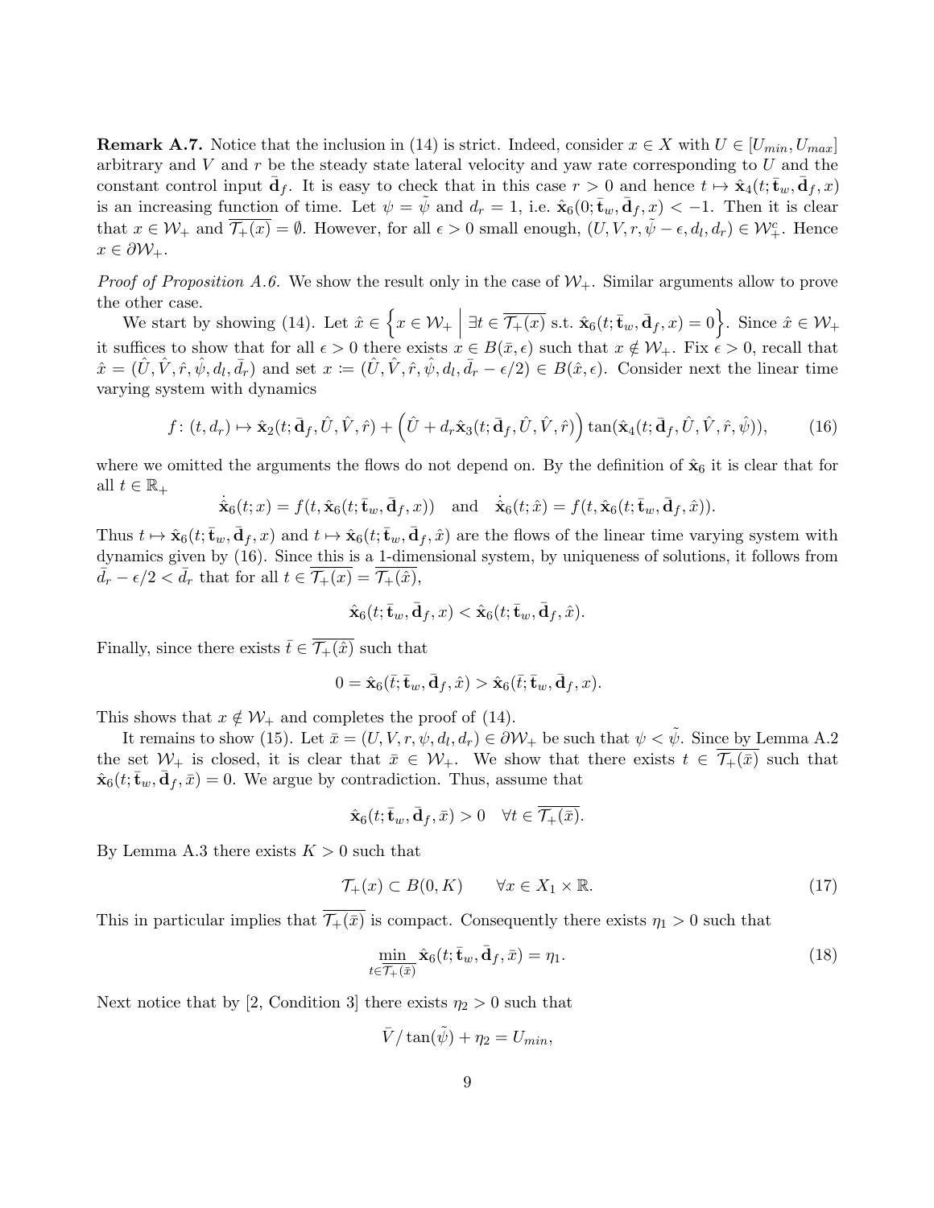**Remark A.7.** Notice that the inclusion in (14) is strict. Indeed, consider $x \in X$ with $U \in [U_{min}, U_{max}]$ arbitrary and $V$ and $r$ be the steady state lateral velocity and yaw rate corresponding to $U$ and the constant control input $\bar{\mathbf{d}}_f$. It is easy to check that in this case $r > 0$ and hence $t \mapsto \hat{\mathbf{x}}_4(t; \bar{\mathbf{t}}_w, \bar{\mathbf{d}}_f, x)$ is an increasing function of time. Let $\psi = \tilde{\psi}$ and $d_r = 1$, i.e. $\hat{\mathbf{x}}_6(0; \bar{\mathbf{t}}_w, \bar{\mathbf{d}}_f, x) < -1$. Then it is clear that $x \in \mathcal{W}_+$ and $\overline{\mathcal{T}_+(x)} = \emptyset$. However, for all $\epsilon > 0$ small enough, $(U, V, r, \tilde{\psi} - \epsilon, d_l, d_r) \in \mathcal{W}_+^{\mathrm{c}}$. Hence $x \in \partial \mathcal{W}_+$.

*Proof of Proposition A.6.* We show the result only in the case of $\mathcal{W}_+$. Similar arguments allow to prove the other case.

We start by showing (14). Let $\hat{x} \in \left\{ x \in \mathcal{W}_+ \;\middle|\; \exists t \in \overline{\mathcal{T}_+(x)} \text{ s.t. } \hat{\mathbf{x}}_6(t; \bar{\mathbf{t}}_w, \bar{\mathbf{d}}_f, x) = 0 \right\}$. Since $\hat{x} \in \mathcal{W}_+$ it suffices to show that for all $\epsilon > 0$ there exists $x \in B(\bar{x}, \epsilon)$ such that $x \notin \mathcal{W}_+$. Fix $\epsilon > 0$, recall that $\hat{x} = (\hat{U}, \hat{V}, \hat{r}, \hat{\psi}, d_l, \bar{d}_r)$ and set $x := (\hat{U}, \hat{V}, \hat{r}, \hat{\psi}, d_l, \bar{d}_r - \epsilon/2) \in B(\hat{x}, \epsilon)$. Consider next the linear time varying system with dynamics

$$f \colon (t, d_r) \mapsto \hat{\mathbf{x}}_2(t; \bar{\mathbf{d}}_f, \hat{U}, \hat{V}, \hat{r}) + \Big( \hat{U} + d_r \hat{\mathbf{x}}_3(t; \bar{\mathbf{d}}_f, \hat{U}, \hat{V}, \hat{r}) \Big) \tan(\hat{\mathbf{x}}_4(t; \bar{\mathbf{d}}_f, \hat{U}, \hat{V}, \hat{r}, \hat{\psi})), \tag{16}$$

where we omitted the arguments the flows do not depend on. By the definition of $\hat{\mathbf{x}}_6$ it is clear that for all $t \in \mathbb{R}_+$

$$\dot{\hat{\mathbf{x}}}_6(t; x) = f(t, \hat{\mathbf{x}}_6(t; \bar{\mathbf{t}}_w, \bar{\mathbf{d}}_f, x)) \quad \text{and} \quad \dot{\hat{\mathbf{x}}}_6(t; \hat{x}) = f(t, \hat{\mathbf{x}}_6(t; \bar{\mathbf{t}}_w, \bar{\mathbf{d}}_f, \hat{x})).$$

Thus $t \mapsto \hat{\mathbf{x}}_6(t; \bar{\mathbf{t}}_w, \bar{\mathbf{d}}_f, x)$ and $t \mapsto \hat{\mathbf{x}}_6(t; \bar{\mathbf{t}}_w, \bar{\mathbf{d}}_f, \hat{x})$ are the flows of the linear time varying system with dynamics given by (16). Since this is a 1-dimensional system, by uniqueness of solutions, it follows from $\bar{d}_r - \epsilon/2 < \bar{d}_r$ that for all $t \in \overline{\mathcal{T}_+(x)} = \overline{\mathcal{T}_+(\hat{x})}$,

$$\hat{\mathbf{x}}_6(t; \bar{\mathbf{t}}_w, \bar{\mathbf{d}}_f, x) < \hat{\mathbf{x}}_6(t; \bar{\mathbf{t}}_w, \bar{\mathbf{d}}_f, \hat{x}).$$

Finally, since there exists $\bar{t} \in \overline{\mathcal{T}_+(\hat{x})}$ such that

$$0 = \hat{\mathbf{x}}_6(\bar{t}; \bar{\mathbf{t}}_w, \bar{\mathbf{d}}_f, \hat{x}) > \hat{\mathbf{x}}_6(\bar{t}; \bar{\mathbf{t}}_w, \bar{\mathbf{d}}_f, x).$$

This shows that $x \notin \mathcal{W}_+$ and completes the proof of (14).

It remains to show (15). Let $\bar{x} = (U, V, r, \psi, d_l, d_r) \in \partial \mathcal{W}_+$ be such that $\psi < \tilde{\psi}$. Since by Lemma A.2 the set $\mathcal{W}_+$ is closed, it is clear that $\bar{x} \in \mathcal{W}_+$. We show that there exists $t \in \overline{\mathcal{T}_+(\bar{x})}$ such that $\hat{\mathbf{x}}_6(t; \bar{\mathbf{t}}_w, \bar{\mathbf{d}}_f, \bar{x}) = 0$. We argue by contradiction. Thus, assume that

$$\hat{\mathbf{x}}_6(t; \bar{\mathbf{t}}_w, \bar{\mathbf{d}}_f, \bar{x}) > 0 \quad \forall t \in \overline{\mathcal{T}_+(\bar{x})}.$$

By Lemma A.3 there exists $K > 0$ such that

$$\mathcal{T}_+(x) \subset B(0, K) \qquad \forall x \in X_1 \times \mathbb{R}. \tag{17}$$

This in particular implies that $\overline{\mathcal{T}_+(\bar{x})}$ is compact. Consequently there exists $\eta_1 > 0$ such that

$$\min_{t \in \overline{\mathcal{T}_+(\bar{x})}} \hat{\mathbf{x}}_6(t; \bar{\mathbf{t}}_w, \bar{\mathbf{d}}_f, \bar{x}) = \eta_1. \tag{18}$$

Next notice that by [2, Condition 3] there exists $\eta_2 > 0$ such that

$$\bar{V} / \tan(\tilde{\psi}) + \eta_2 = U_{min},$$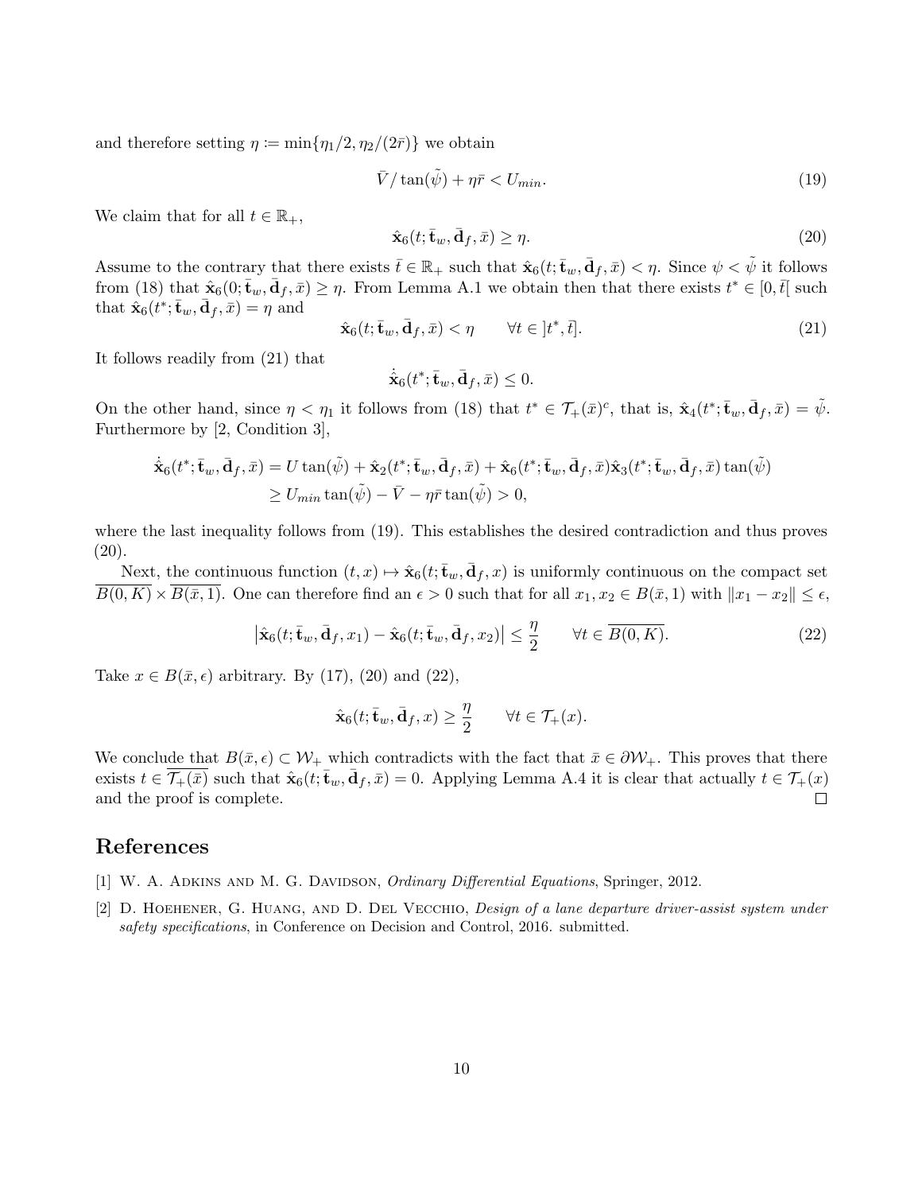and therefore setting $\eta \coloneqq \min\{\eta_1/2, \eta_2/(2\bar{r})\}$ we obtain

$$\bar{V}/\tan(\tilde{\psi}) + \eta\bar{r} < U_{min}. \tag{19}$$

We claim that for all $t \in \mathbb{R}_+$,

$$\hat{\mathbf{x}}_6(t; \bar{\mathbf{t}}_w, \bar{\mathbf{d}}_f, \bar{x}) \geq \eta. \tag{20}$$

Assume to the contrary that there exists $\bar{t} \in \mathbb{R}_+$ such that $\hat{\mathbf{x}}_6(t; \bar{\mathbf{t}}_w, \bar{\mathbf{d}}_f, \bar{x}) < \eta$. Since $\psi < \tilde{\psi}$ it follows from (18) that $\hat{\mathbf{x}}_6(0; \bar{\mathbf{t}}_w, \bar{\mathbf{d}}_f, \bar{x}) \geq \eta$. From Lemma A.1 we obtain then that there exists $t^* \in [0, \bar{t}[$ such that $\hat{\mathbf{x}}_6(t^*; \bar{\mathbf{t}}_w, \bar{\mathbf{d}}_f, \bar{x}) = \eta$ and

$$\hat{\mathbf{x}}_6(t; \bar{\mathbf{t}}_w, \bar{\mathbf{d}}_f, \bar{x}) < \eta \qquad \forall t \in ]t^*, \bar{t}]. \tag{21}$$

It follows readily from (21) that

$$\dot{\hat{\mathbf{x}}}_6(t^*; \bar{\mathbf{t}}_w, \bar{\mathbf{d}}_f, \bar{x}) \leq 0.$$

On the other hand, since $\eta < \eta_1$ it follows from (18) that $t^* \in \mathcal{T}_+(\bar{x})^c$, that is, $\hat{\mathbf{x}}_4(t^*; \bar{\mathbf{t}}_w, \bar{\mathbf{d}}_f, \bar{x}) = \tilde{\psi}$. Furthermore by [2, Condition 3],

$$\begin{aligned}
\dot{\hat{\mathbf{x}}}_6(t^*; \bar{\mathbf{t}}_w, \bar{\mathbf{d}}_f, \bar{x}) &= U\tan(\tilde{\psi}) + \hat{\mathbf{x}}_2(t^*; \bar{\mathbf{t}}_w, \bar{\mathbf{d}}_f, \bar{x}) + \hat{\mathbf{x}}_6(t^*; \bar{\mathbf{t}}_w, \bar{\mathbf{d}}_f, \bar{x})\hat{\mathbf{x}}_3(t^*; \bar{\mathbf{t}}_w, \bar{\mathbf{d}}_f, \bar{x})\tan(\tilde{\psi}) \\
&\geq U_{min}\tan(\tilde{\psi}) - \bar{V} - \eta\bar{r}\tan(\tilde{\psi}) > 0,
\end{aligned}$$

where the last inequality follows from (19). This establishes the desired contradiction and thus proves (20).

Next, the continuous function $(t, x) \mapsto \hat{\mathbf{x}}_6(t; \bar{\mathbf{t}}_w, \bar{\mathbf{d}}_f, x)$ is uniformly continuous on the compact set $\overline{B(0,K)} \times \overline{B(\bar{x}, 1)}$. One can therefore find an $\epsilon > 0$ such that for all $x_1, x_2 \in B(\bar{x}, 1)$ with $\|x_1 - x_2\| \leq \epsilon$,

$$\left|\hat{\mathbf{x}}_6(t; \bar{\mathbf{t}}_w, \bar{\mathbf{d}}_f, x_1) - \hat{\mathbf{x}}_6(t; \bar{\mathbf{t}}_w, \bar{\mathbf{d}}_f, x_2)\right| \leq \frac{\eta}{2} \qquad \forall t \in \overline{B(0,K)}. \tag{22}$$

Take $x \in B(\bar{x}, \epsilon)$ arbitrary. By (17), (20) and (22),

$$\hat{\mathbf{x}}_6(t; \bar{\mathbf{t}}_w, \bar{\mathbf{d}}_f, x) \geq \frac{\eta}{2} \qquad \forall t \in \mathcal{T}_+(x).$$

We conclude that $B(\bar{x}, \epsilon) \subset \mathcal{W}_+$ which contradicts with the fact that $\bar{x} \in \partial\mathcal{W}_+$. This proves that there exists $t \in \overline{\mathcal{T}_+(\bar{x})}$ such that $\hat{\mathbf{x}}_6(t; \bar{\mathbf{t}}_w, \bar{\mathbf{d}}_f, \bar{x}) = 0$. Applying Lemma A.4 it is clear that actually $t \in \mathcal{T}_+(x)$ and the proof is complete. □

# References

[1] W. A. Adkins and M. G. Davidson, *Ordinary Differential Equations*, Springer, 2012.

[2] D. Hoehener, G. Huang, and D. Del Vecchio, *Design of a lane departure driver-assist system under safety specifications*, in Conference on Decision and Control, 2016. submitted.